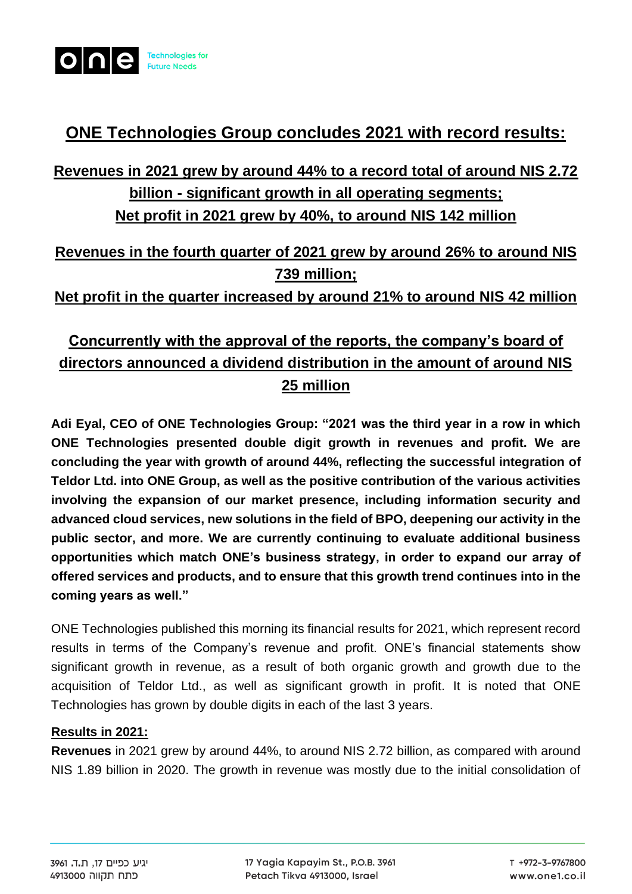# ONE Technologies Group concludes 2021 with record results:

## Revenues in 2021 grew by around 44% to a record total of around NIS 2.72 billion - significant growth in all operating segments; Net profit in 2021 grew by 40%, to around NIS 142 million

## Revenues in the fourth quarter of 2021 grew by around 26% to around NIS 739 million; Net profit in the quarter increased by around 21% to around NIS 42 million

## Concurrently with the approval of the reports, the company's board of directors announced a dividend distribution in the amount of around NIS 25 million

**Adi Eyal, CEO of ONE Technologies Group: "2021 was the third year in a row in which ONE Technologies presented double digit growth in revenues and profit. We are concluding the year with growth of around 44%, reflecting the successful integration of Teldor Ltd. into ONE Group, as well as the positive contribution of the various activities involving the expansion of our market presence, including information security and advanced cloud services, new solutions in the field of BPO, deepening our activity in the public sector, and more. We are currently continuing to evaluate additional business opportunities which match ONE's business strategy, in order to expand our array of offered services and products, and to ensure that this growth trend continues into in the coming years as well."**

ONE Technologies published this morning its financial results for 2021, which represent record results in terms of the Company's revenue and profit. ONE's financial statements show significant growth in revenue, as a result of both organic growth and growth due to the acquisition of Teldor Ltd., as well as significant growth in profit. It is noted that ONE Technologies has grown by double digits in each of the last 3 years.

**Results in 2021:**

**Revenues** in 2021 grew by around 44%, to around NIS 2.72 billion, as compared with around NIS 1.89 billion in 2020. The growth in revenue was mostly due to the initial consolidation of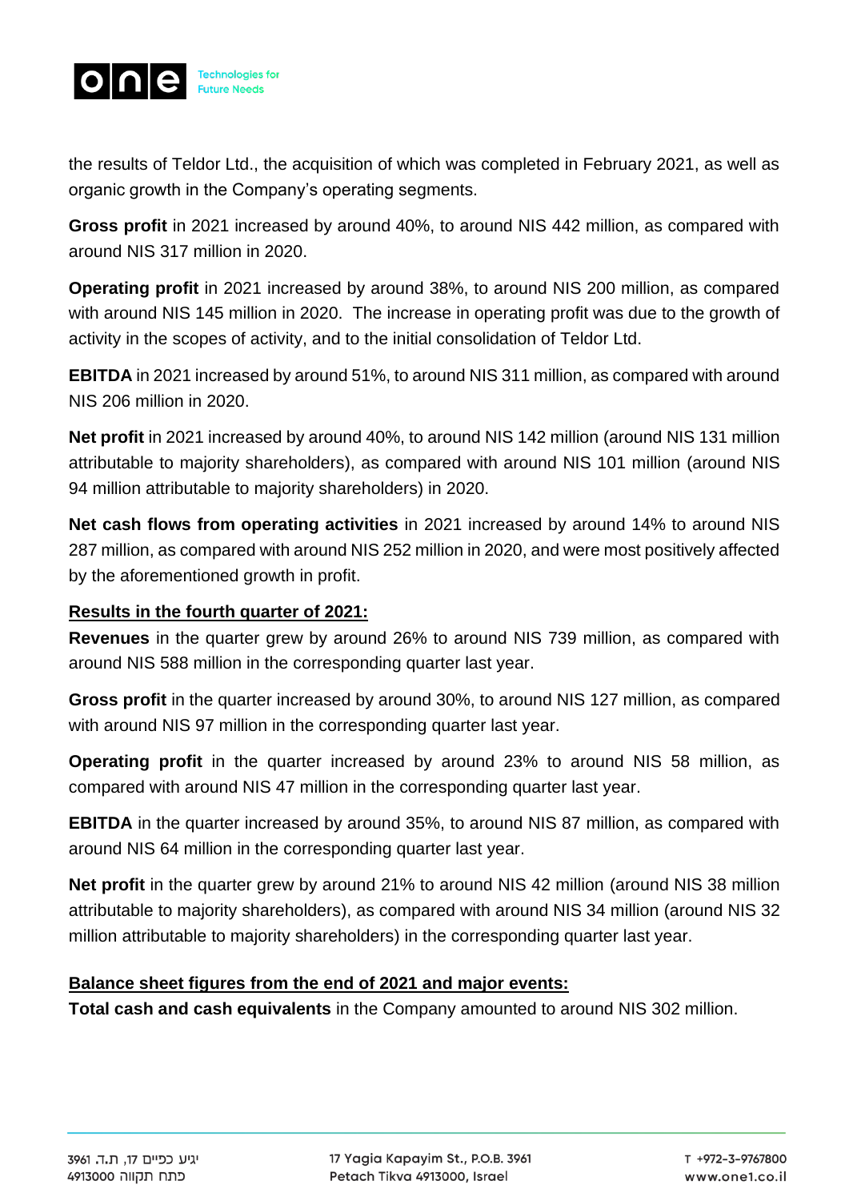the results of Teldor Ltd., the acquisition of which was completed in February 2021, as well as organic growth in the Company's operating segments.

**Gross profit** in 2021 increased by around 40%, to around NIS 442 million, as compared with around NIS 317 million in 2020.

**Operating profit** in 2021 increased by around 38%, to around NIS 200 million, as compared with around NIS 145 million in 2020. The increase in operating profit was due to the growth of activity in the scopes of activity, and to the initial consolidation of Teldor Ltd.

**EBITDA** in 2021 increased by around 51%, to around NIS 311 million, as compared with around NIS 206 million in 2020.

**Net profit** in 2021 increased by around 40%, to around NIS 142 million (around NIS 131 million attributable to majority shareholders), as compared with around NIS 101 million (around NIS 94 million attributable to majority shareholders) in 2020.

**Net cash flows from operating activities** in 2021 increased by around 14% to around NIS 287 million, as compared with around NIS 252 million in 2020, and were most positively affected by the aforementioned growth in profit.

**Results in the fourth quarter of 2021:**

**Revenues** in the quarter grew by around 26% to around NIS 739 million, as compared with around NIS 588 million in the corresponding quarter last year.

**Gross profit** in the quarter increased by around 30%, to around NIS 127 million, as compared with around NIS 97 million in the corresponding quarter last year.

**Operating profit** in the quarter increased by around 23% to around NIS 58 million, as compared with around NIS 47 million in the corresponding quarter last year.

**EBITDA** in the quarter increased by around 35%, to around NIS 87 million, as compared with around NIS 64 million in the corresponding quarter last year.

**Net profit** in the quarter grew by around 21% to around NIS 42 million (around NIS 38 million attributable to majority shareholders), as compared with around NIS 34 million (around NIS 32 million attributable to majority shareholders) in the corresponding quarter last year.

**Balance sheet figures from the end of 2021 and major events:**

**Total cash and cash equivalents** in the Company amounted to around NIS 302 million.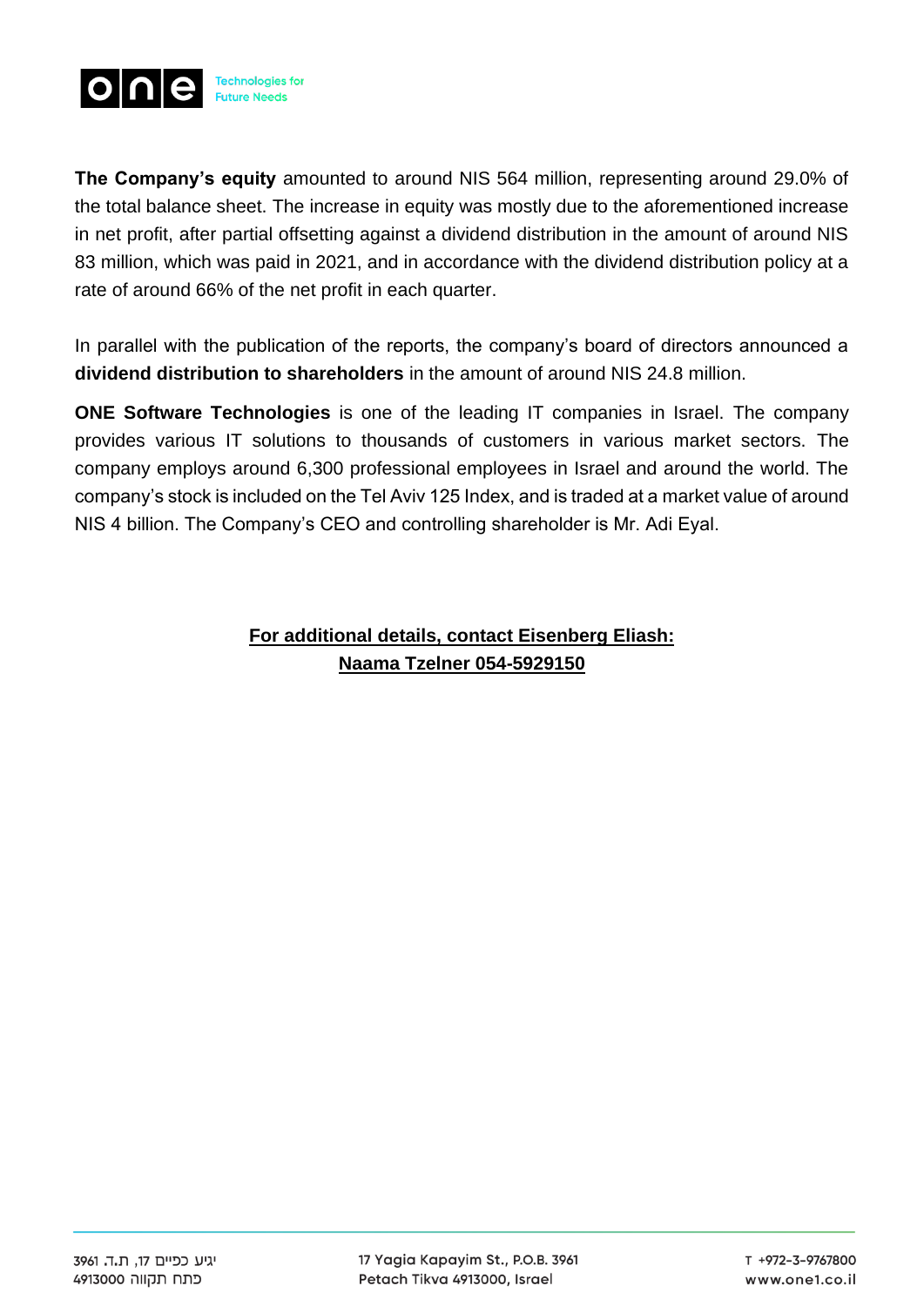**The Company's equity** amounted to around NIS 564 million, representing around 29.0% of the total balance sheet. The increase in equity was mostly due to the aforementioned increase in net profit, after partial offsetting against a dividend distribution in the amount of around NIS 83 million, which was paid in 2021, and in accordance with the dividend distribution policy at a rate of around 66% of the net profit in each quarter.

In parallel with the publication of the reports, the company's board of directors announced a **dividend distribution to shareholders** in the amount of around NIS 24.8 million.

**ONE Software Technologies** is one of the leading IT companies in Israel. The company provides various IT solutions to thousands of customers in various market sectors. The company employs around 6,300 professional employees in Israel and around the world. The company's stock is included on the Tel Aviv 125 Index, and is traded at a market value of around NIS 4 billion. The Company's CEO and controlling shareholder is Mr. Adi Eyal.

**For additional details, contact Eisenberg Eliash:**
**Naama Tzelner 054-5929150**